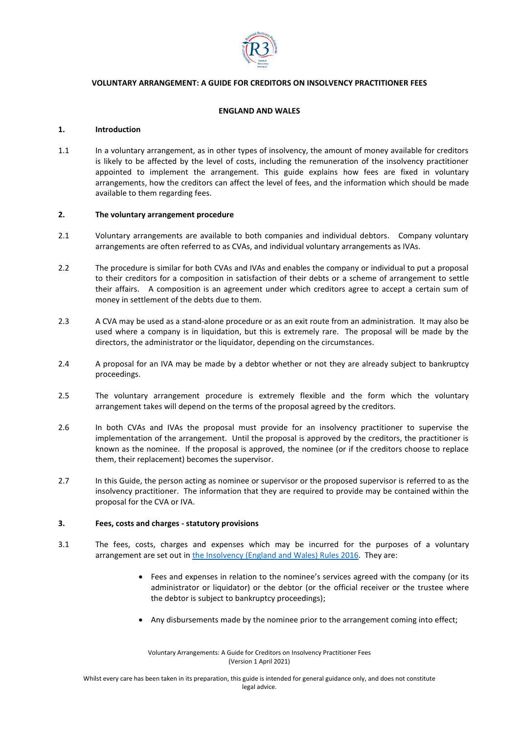**VOLUNTARY ARRANGEMENT: A GUIDE FOR CREDITORS ON INSOLVENCY PRACTITIONER FEES**

**ENGLAND AND WALES**

## 1. Introduction

1.1 In a voluntary arrangement, as in other types of insolvency, the amount of money available for creditors is likely to be affected by the level of costs, including the remuneration of the insolvency practitioner appointed to implement the arrangement. This guide explains how fees are fixed in voluntary arrangements, how the creditors can affect the level of fees, and the information which should be made available to them regarding fees.

## 2. The voluntary arrangement procedure

2.1 Voluntary arrangements are available to both companies and individual debtors. Company voluntary arrangements are often referred to as CVAs, and individual voluntary arrangements as IVAs.

2.2 The procedure is similar for both CVAs and IVAs and enables the company or individual to put a proposal to their creditors for a composition in satisfaction of their debts or a scheme of arrangement to settle their affairs. A composition is an agreement under which creditors agree to accept a certain sum of money in settlement of the debts due to them.

2.3 A CVA may be used as a stand-alone procedure or as an exit route from an administration. It may also be used where a company is in liquidation, but this is extremely rare. The proposal will be made by the directors, the administrator or the liquidator, depending on the circumstances.

2.4 A proposal for an IVA may be made by a debtor whether or not they are already subject to bankruptcy proceedings.

2.5 The voluntary arrangement procedure is extremely flexible and the form which the voluntary arrangement takes will depend on the terms of the proposal agreed by the creditors.

2.6 In both CVAs and IVAs the proposal must provide for an insolvency practitioner to supervise the implementation of the arrangement. Until the proposal is approved by the creditors, the practitioner is known as the nominee. If the proposal is approved, the nominee (or if the creditors choose to replace them, their replacement) becomes the supervisor.

2.7 In this Guide, the person acting as nominee or supervisor or the proposed supervisor is referred to as the insolvency practitioner. The information that they are required to provide may be contained within the proposal for the CVA or IVA.

## 3. Fees, costs and charges - statutory provisions

3.1 The fees, costs, charges and expenses which may be incurred for the purposes of a voluntary arrangement are set out in the Insolvency (England and Wales) Rules 2016. They are:

- Fees and expenses in relation to the nominee's services agreed with the company (or its administrator or liquidator) or the debtor (or the official receiver or the trustee where the debtor is subject to bankruptcy proceedings);
- Any disbursements made by the nominee prior to the arrangement coming into effect;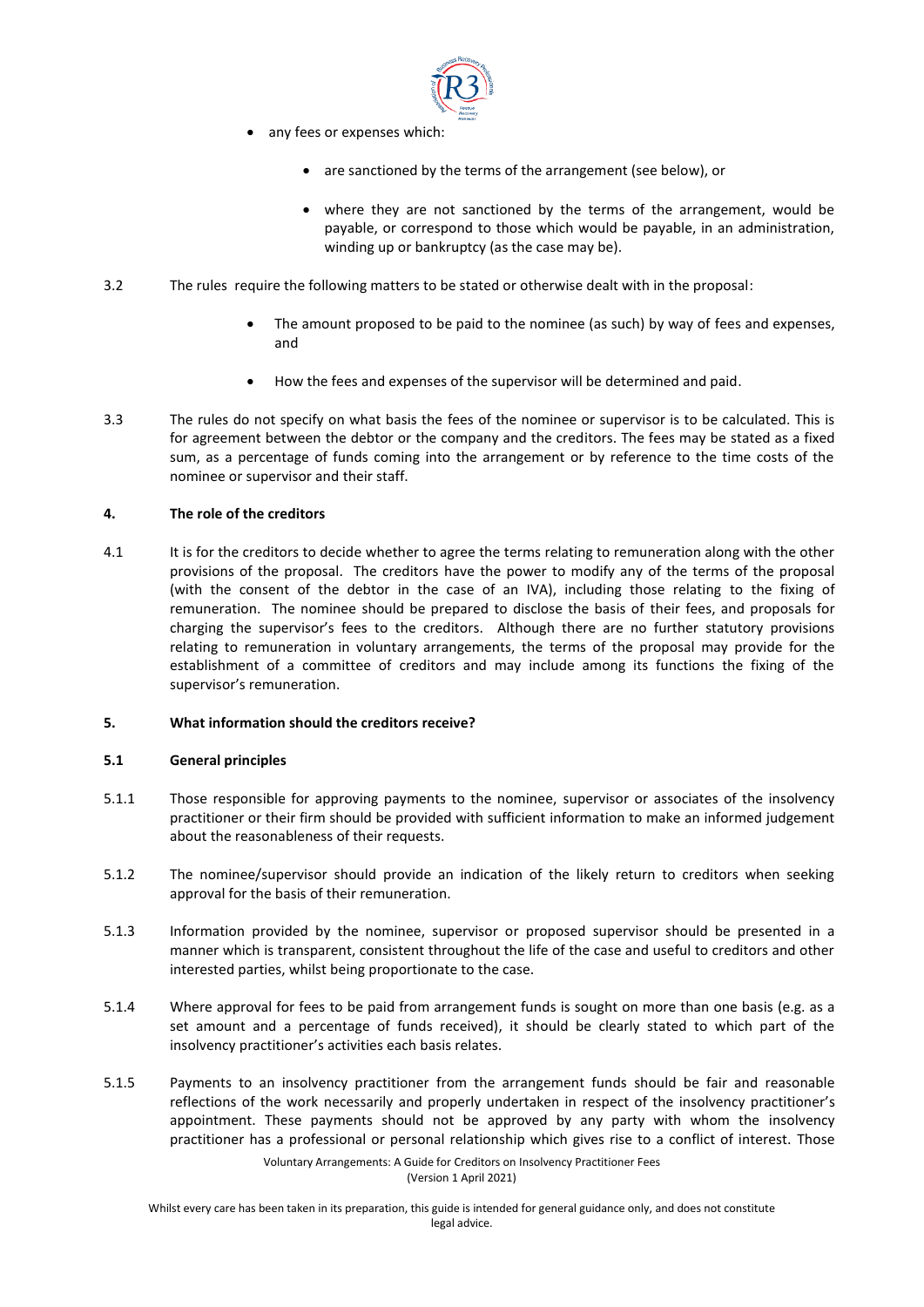- any fees or expenses which:
  - are sanctioned by the terms of the arrangement (see below), or
  - where they are not sanctioned by the terms of the arrangement, would be payable, or correspond to those which would be payable, in an administration, winding up or bankruptcy (as the case may be).

3.2 The rules require the following matters to be stated or otherwise dealt with in the proposal:

- The amount proposed to be paid to the nominee (as such) by way of fees and expenses, and
- How the fees and expenses of the supervisor will be determined and paid.

3.3 The rules do not specify on what basis the fees of the nominee or supervisor is to be calculated. This is for agreement between the debtor or the company and the creditors. The fees may be stated as a fixed sum, as a percentage of funds coming into the arrangement or by reference to the time costs of the nominee or supervisor and their staff.

## 4. The role of the creditors

4.1 It is for the creditors to decide whether to agree the terms relating to remuneration along with the other provisions of the proposal. The creditors have the power to modify any of the terms of the proposal (with the consent of the debtor in the case of an IVA), including those relating to the fixing of remuneration. The nominee should be prepared to disclose the basis of their fees, and proposals for charging the supervisor's fees to the creditors. Although there are no further statutory provisions relating to remuneration in voluntary arrangements, the terms of the proposal may provide for the establishment of a committee of creditors and may include among its functions the fixing of the supervisor's remuneration.

## 5. What information should the creditors receive?

### 5.1 General principles

5.1.1 Those responsible for approving payments to the nominee, supervisor or associates of the insolvency practitioner or their firm should be provided with sufficient information to make an informed judgement about the reasonableness of their requests.

5.1.2 The nominee/supervisor should provide an indication of the likely return to creditors when seeking approval for the basis of their remuneration.

5.1.3 Information provided by the nominee, supervisor or proposed supervisor should be presented in a manner which is transparent, consistent throughout the life of the case and useful to creditors and other interested parties, whilst being proportionate to the case.

5.1.4 Where approval for fees to be paid from arrangement funds is sought on more than one basis (e.g. as a set amount and a percentage of funds received), it should be clearly stated to which part of the insolvency practitioner's activities each basis relates.

5.1.5 Payments to an insolvency practitioner from the arrangement funds should be fair and reasonable reflections of the work necessarily and properly undertaken in respect of the insolvency practitioner's appointment. These payments should not be approved by any party with whom the insolvency practitioner has a professional or personal relationship which gives rise to a conflict of interest. Those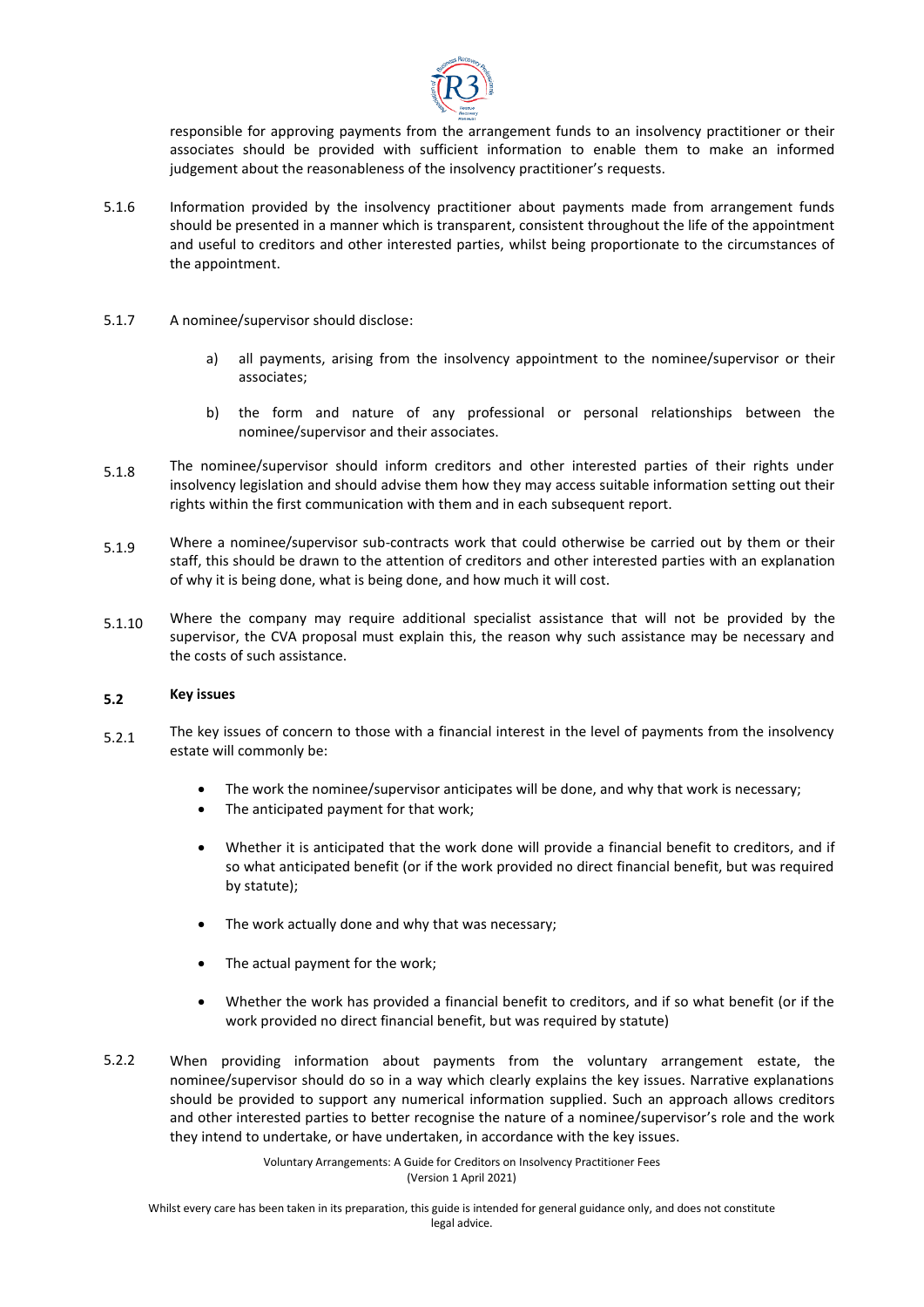responsible for approving payments from the arrangement funds to an insolvency practitioner or their associates should be provided with sufficient information to enable them to make an informed judgement about the reasonableness of the insolvency practitioner's requests.

5.1.6 Information provided by the insolvency practitioner about payments made from arrangement funds should be presented in a manner which is transparent, consistent throughout the life of the appointment and useful to creditors and other interested parties, whilst being proportionate to the circumstances of the appointment.

5.1.7 A nominee/supervisor should disclose:

a) all payments, arising from the insolvency appointment to the nominee/supervisor or their associates;

b) the form and nature of any professional or personal relationships between the nominee/supervisor and their associates.

5.1.8 The nominee/supervisor should inform creditors and other interested parties of their rights under insolvency legislation and should advise them how they may access suitable information setting out their rights within the first communication with them and in each subsequent report.

5.1.9 Where a nominee/supervisor sub-contracts work that could otherwise be carried out by them or their staff, this should be drawn to the attention of creditors and other interested parties with an explanation of why it is being done, what is being done, and how much it will cost.

5.1.10 Where the company may require additional specialist assistance that will not be provided by the supervisor, the CVA proposal must explain this, the reason why such assistance may be necessary and the costs of such assistance.

## 5.2 Key issues

5.2.1 The key issues of concern to those with a financial interest in the level of payments from the insolvency estate will commonly be:

- The work the nominee/supervisor anticipates will be done, and why that work is necessary;
- The anticipated payment for that work;
- Whether it is anticipated that the work done will provide a financial benefit to creditors, and if so what anticipated benefit (or if the work provided no direct financial benefit, but was required by statute);
- The work actually done and why that was necessary;
- The actual payment for the work;
- Whether the work has provided a financial benefit to creditors, and if so what benefit (or if the work provided no direct financial benefit, but was required by statute)

5.2.2 When providing information about payments from the voluntary arrangement estate, the nominee/supervisor should do so in a way which clearly explains the key issues. Narrative explanations should be provided to support any numerical information supplied. Such an approach allows creditors and other interested parties to better recognise the nature of a nominee/supervisor's role and the work they intend to undertake, or have undertaken, in accordance with the key issues.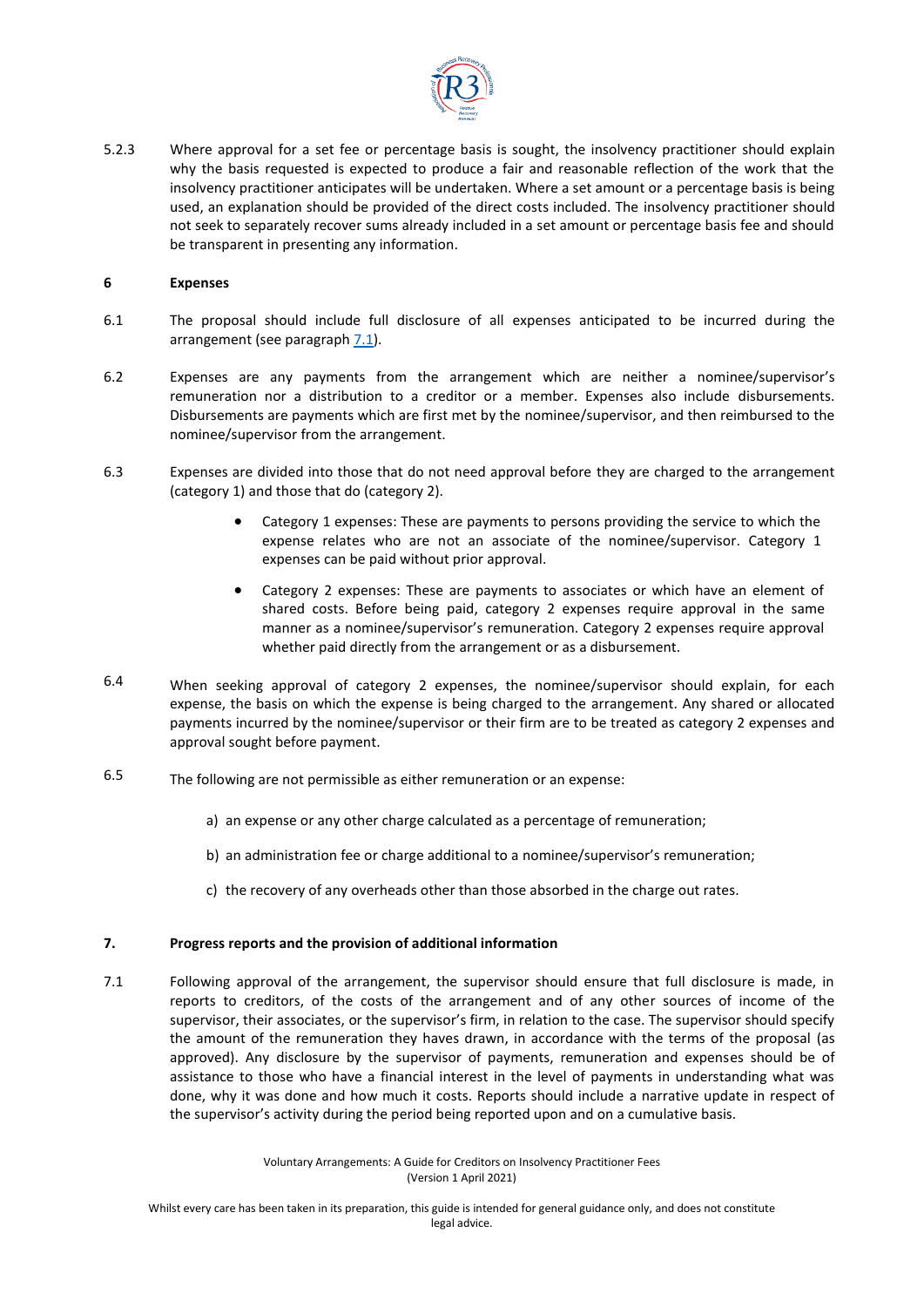5.2.3 Where approval for a set fee or percentage basis is sought, the insolvency practitioner should explain why the basis requested is expected to produce a fair and reasonable reflection of the work that the insolvency practitioner anticipates will be undertaken. Where a set amount or a percentage basis is being used, an explanation should be provided of the direct costs included. The insolvency practitioner should not seek to separately recover sums already included in a set amount or percentage basis fee and should be transparent in presenting any information.

## 6 Expenses

6.1 The proposal should include full disclosure of all expenses anticipated to be incurred during the arrangement (see paragraph 7.1).

6.2 Expenses are any payments from the arrangement which are neither a nominee/supervisor's remuneration nor a distribution to a creditor or a member. Expenses also include disbursements. Disbursements are payments which are first met by the nominee/supervisor, and then reimbursed to the nominee/supervisor from the arrangement.

6.3 Expenses are divided into those that do not need approval before they are charged to the arrangement (category 1) and those that do (category 2).

- Category 1 expenses: These are payments to persons providing the service to which the expense relates who are not an associate of the nominee/supervisor. Category 1 expenses can be paid without prior approval.
- Category 2 expenses: These are payments to associates or which have an element of shared costs. Before being paid, category 2 expenses require approval in the same manner as a nominee/supervisor's remuneration. Category 2 expenses require approval whether paid directly from the arrangement or as a disbursement.

6.4 When seeking approval of category 2 expenses, the nominee/supervisor should explain, for each expense, the basis on which the expense is being charged to the arrangement. Any shared or allocated payments incurred by the nominee/supervisor or their firm are to be treated as category 2 expenses and approval sought before payment.

6.5 The following are not permissible as either remuneration or an expense:

a) an expense or any other charge calculated as a percentage of remuneration;

b) an administration fee or charge additional to a nominee/supervisor's remuneration;

c) the recovery of any overheads other than those absorbed in the charge out rates.

## 7. Progress reports and the provision of additional information

7.1 Following approval of the arrangement, the supervisor should ensure that full disclosure is made, in reports to creditors, of the costs of the arrangement and of any other sources of income of the supervisor, their associates, or the supervisor's firm, in relation to the case. The supervisor should specify the amount of the remuneration they haves drawn, in accordance with the terms of the proposal (as approved). Any disclosure by the supervisor of payments, remuneration and expenses should be of assistance to those who have a financial interest in the level of payments in understanding what was done, why it was done and how much it costs. Reports should include a narrative update in respect of the supervisor's activity during the period being reported upon and on a cumulative basis.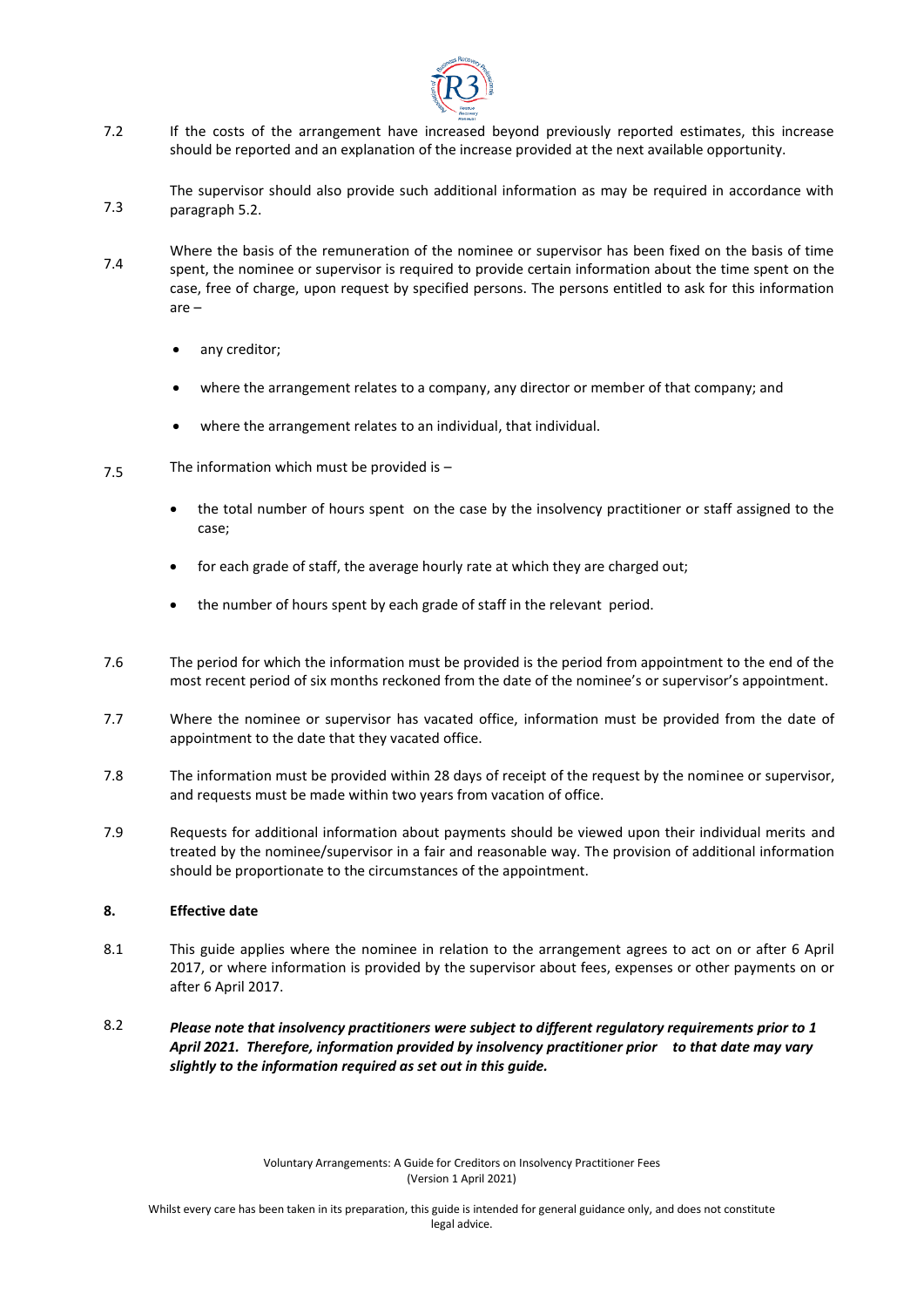7.2 If the costs of the arrangement have increased beyond previously reported estimates, this increase should be reported and an explanation of the increase provided at the next available opportunity.

7.3 The supervisor should also provide such additional information as may be required in accordance with paragraph 5.2.

7.4 Where the basis of the remuneration of the nominee or supervisor has been fixed on the basis of time spent, the nominee or supervisor is required to provide certain information about the time spent on the case, free of charge, upon request by specified persons. The persons entitled to ask for this information are –

- any creditor;
- where the arrangement relates to a company, any director or member of that company; and
- where the arrangement relates to an individual, that individual.

7.5 The information which must be provided is –

- the total number of hours spent on the case by the insolvency practitioner or staff assigned to the case;
- for each grade of staff, the average hourly rate at which they are charged out;
- the number of hours spent by each grade of staff in the relevant period.

7.6 The period for which the information must be provided is the period from appointment to the end of the most recent period of six months reckoned from the date of the nominee's or supervisor's appointment.

7.7 Where the nominee or supervisor has vacated office, information must be provided from the date of appointment to the date that they vacated office.

7.8 The information must be provided within 28 days of receipt of the request by the nominee or supervisor, and requests must be made within two years from vacation of office.

7.9 Requests for additional information about payments should be viewed upon their individual merits and treated by the nominee/supervisor in a fair and reasonable way. The provision of additional information should be proportionate to the circumstances of the appointment.

## 8. Effective date

8.1 This guide applies where the nominee in relation to the arrangement agrees to act on or after 6 April 2017, or where information is provided by the supervisor about fees, expenses or other payments on or after 6 April 2017.

8.2 ***Please note that insolvency practitioners were subject to different regulatory requirements prior to 1 April 2021. Therefore, information provided by insolvency practitioner prior to that date may vary slightly to the information required as set out in this guide.***

Voluntary Arrangements: A Guide for Creditors on Insolvency Practitioner Fees
(Version 1 April 2021)

Whilst every care has been taken in its preparation, this guide is intended for general guidance only, and does not constitute legal advice.